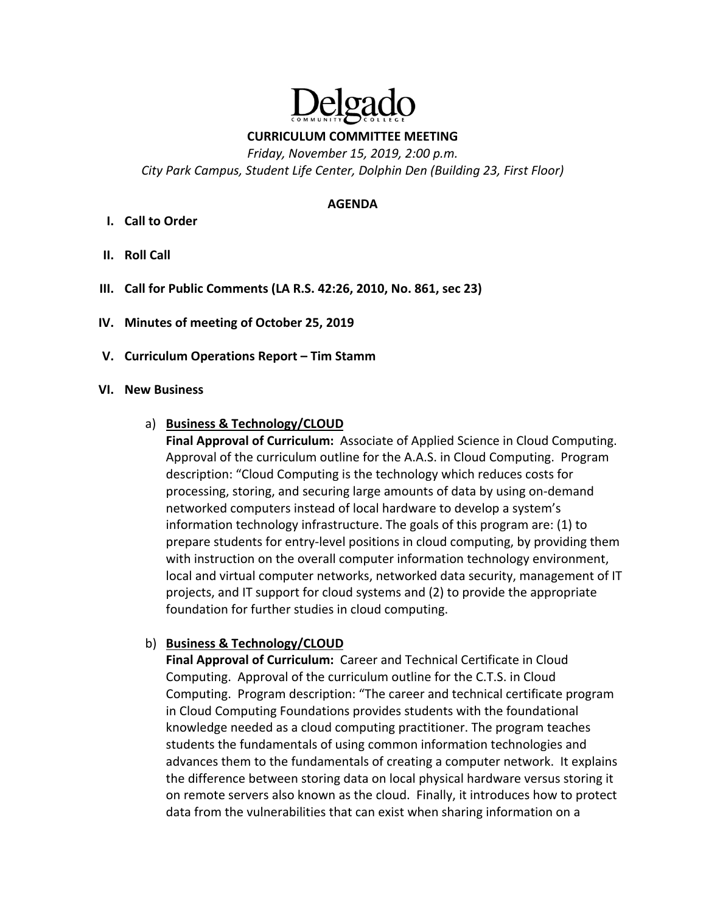# Delgado Community College

## CURRICULUM COMMITTEE MEETING

*Friday, November 15, 2019, 2:00 p.m.*
*City Park Campus, Student Life Center, Dolphin Den (Building 23, First Floor)*

### AGENDA

**I. Call to Order**

**II. Roll Call**

**III. Call for Public Comments (LA R.S. 42:26, 2010, No. 861, sec 23)**

**IV. Minutes of meeting of October 25, 2019**

**V. Curriculum Operations Report – Tim Stamm**

**VI. New Business**

a) **Business & Technology/CLOUD**
**Final Approval of Curriculum:** Associate of Applied Science in Cloud Computing. Approval of the curriculum outline for the A.A.S. in Cloud Computing. Program description: "Cloud Computing is the technology which reduces costs for processing, storing, and securing large amounts of data by using on-demand networked computers instead of local hardware to develop a system's information technology infrastructure. The goals of this program are: (1) to prepare students for entry-level positions in cloud computing, by providing them with instruction on the overall computer information technology environment, local and virtual computer networks, networked data security, management of IT projects, and IT support for cloud systems and (2) to provide the appropriate foundation for further studies in cloud computing.

b) **Business & Technology/CLOUD**
**Final Approval of Curriculum:** Career and Technical Certificate in Cloud Computing. Approval of the curriculum outline for the C.T.S. in Cloud Computing. Program description: "The career and technical certificate program in Cloud Computing Foundations provides students with the foundational knowledge needed as a cloud computing practitioner. The program teaches students the fundamentals of using common information technologies and advances them to the fundamentals of creating a computer network. It explains the difference between storing data on local physical hardware versus storing it on remote servers also known as the cloud. Finally, it introduces how to protect data from the vulnerabilities that can exist when sharing information on a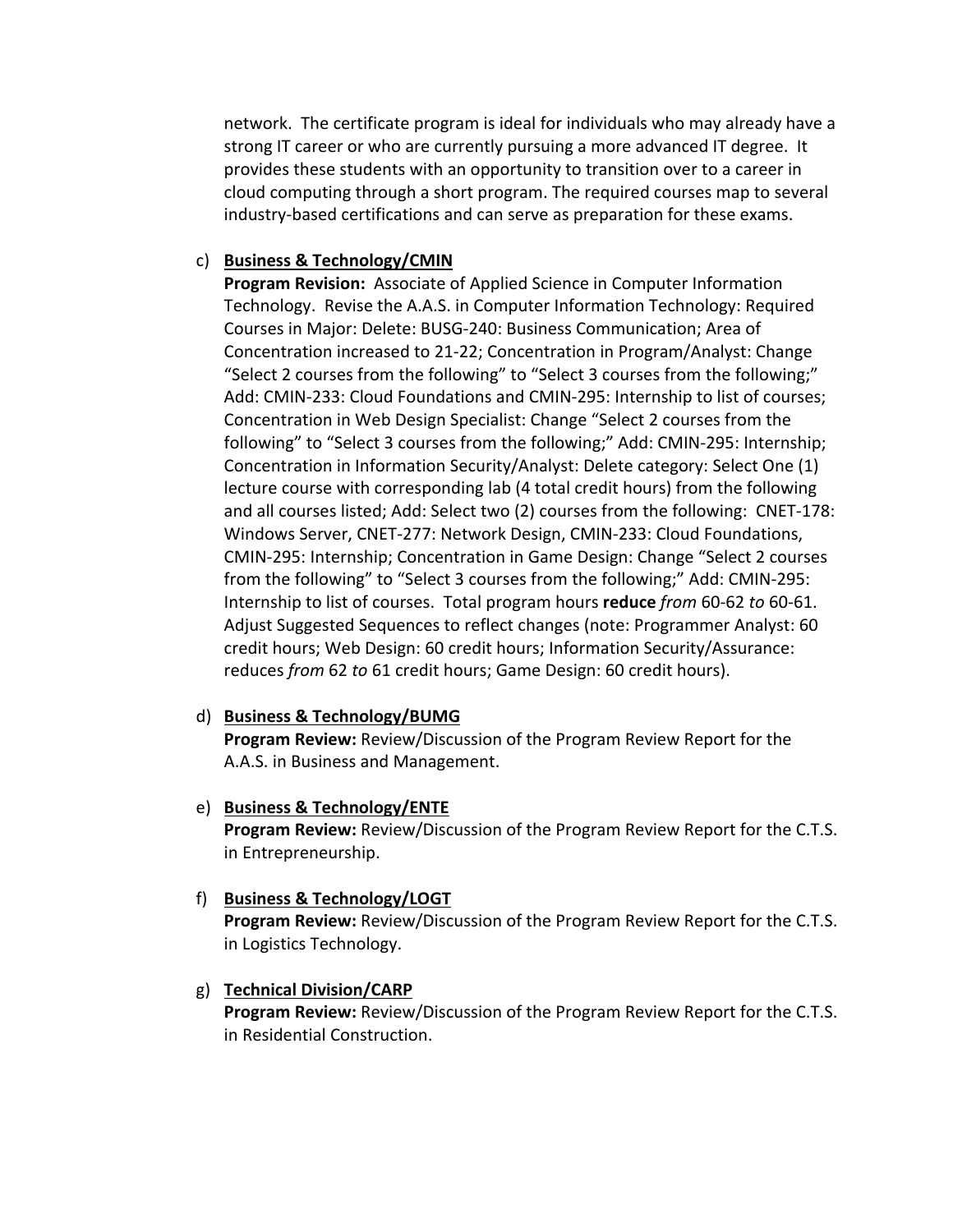network. The certificate program is ideal for individuals who may already have a strong IT career or who are currently pursuing a more advanced IT degree. It provides these students with an opportunity to transition over to a career in cloud computing through a short program. The required courses map to several industry-based certifications and can serve as preparation for these exams.

c) **Business & Technology/CMIN**
**Program Revision:** Associate of Applied Science in Computer Information Technology. Revise the A.A.S. in Computer Information Technology: Required Courses in Major: Delete: BUSG-240: Business Communication; Area of Concentration increased to 21-22; Concentration in Program/Analyst: Change "Select 2 courses from the following" to "Select 3 courses from the following;" Add: CMIN-233: Cloud Foundations and CMIN-295: Internship to list of courses; Concentration in Web Design Specialist: Change "Select 2 courses from the following" to "Select 3 courses from the following;" Add: CMIN-295: Internship; Concentration in Information Security/Analyst: Delete category: Select One (1) lecture course with corresponding lab (4 total credit hours) from the following and all courses listed; Add: Select two (2) courses from the following: CNET-178: Windows Server, CNET-277: Network Design, CMIN-233: Cloud Foundations, CMIN-295: Internship; Concentration in Game Design: Change "Select 2 courses from the following" to "Select 3 courses from the following;" Add: CMIN-295: Internship to list of courses. Total program hours **reduce** *from* 60-62 *to* 60-61. Adjust Suggested Sequences to reflect changes (note: Programmer Analyst: 60 credit hours; Web Design: 60 credit hours; Information Security/Assurance: reduces *from* 62 *to* 61 credit hours; Game Design: 60 credit hours).

d) **Business & Technology/BUMG**
**Program Review:** Review/Discussion of the Program Review Report for the A.A.S. in Business and Management.

e) **Business & Technology/ENTE**
**Program Review:** Review/Discussion of the Program Review Report for the C.T.S. in Entrepreneurship.

f) **Business & Technology/LOGT**
**Program Review:** Review/Discussion of the Program Review Report for the C.T.S. in Logistics Technology.

g) **Technical Division/CARP**
**Program Review:** Review/Discussion of the Program Review Report for the C.T.S. in Residential Construction.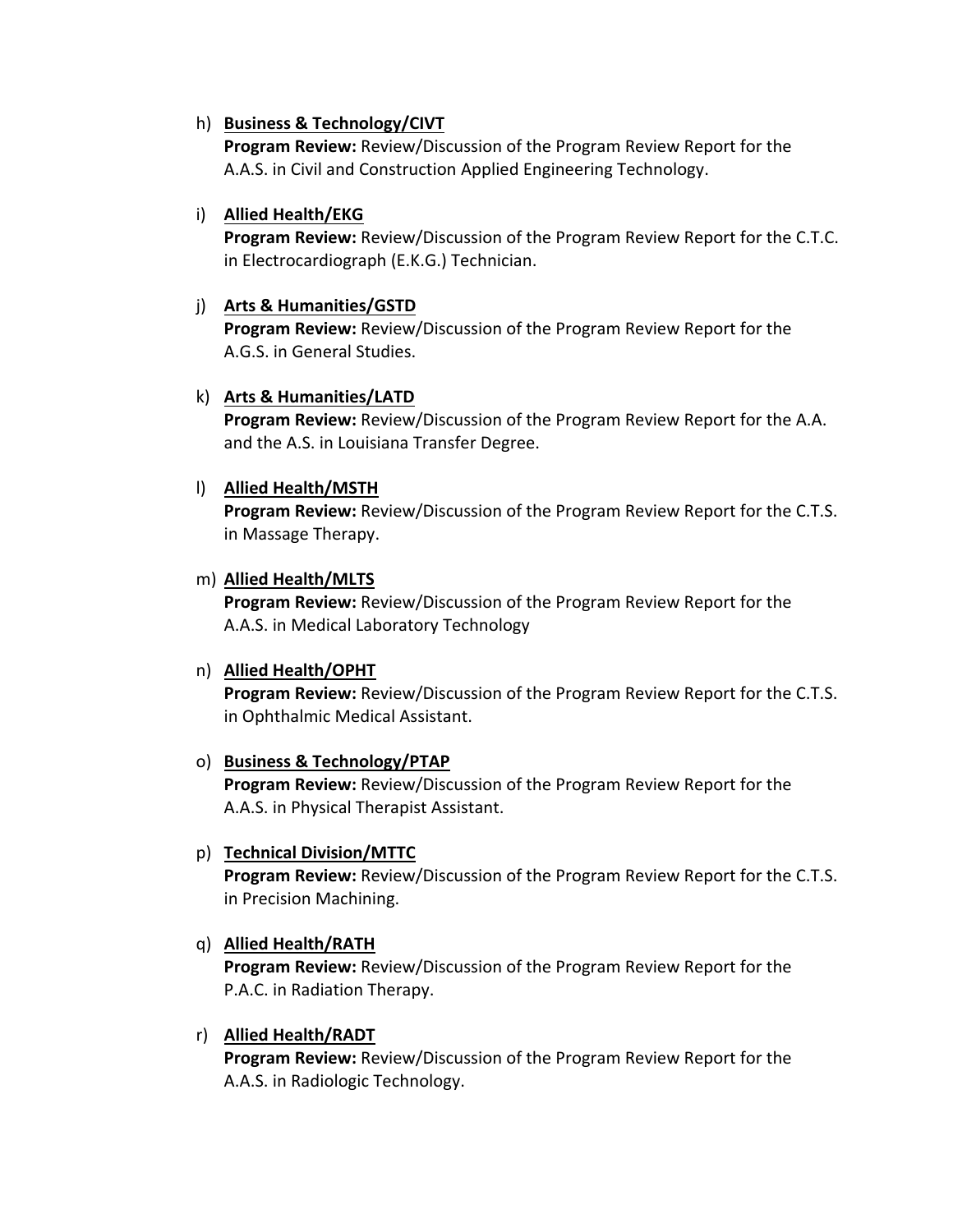h) **Business & Technology/CIVT**
   **Program Review:** Review/Discussion of the Program Review Report for the A.A.S. in Civil and Construction Applied Engineering Technology.

i) **Allied Health/EKG**
   **Program Review:** Review/Discussion of the Program Review Report for the C.T.C. in Electrocardiograph (E.K.G.) Technician.

j) **Arts & Humanities/GSTD**
   **Program Review:** Review/Discussion of the Program Review Report for the A.G.S. in General Studies.

k) **Arts & Humanities/LATD**
   **Program Review:** Review/Discussion of the Program Review Report for the A.A. and the A.S. in Louisiana Transfer Degree.

l) **Allied Health/MSTH**
   **Program Review:** Review/Discussion of the Program Review Report for the C.T.S. in Massage Therapy.

m) **Allied Health/MLTS**
   **Program Review:** Review/Discussion of the Program Review Report for the A.A.S. in Medical Laboratory Technology

n) **Allied Health/OPHT**
   **Program Review:** Review/Discussion of the Program Review Report for the C.T.S. in Ophthalmic Medical Assistant.

o) **Business & Technology/PTAP**
   **Program Review:** Review/Discussion of the Program Review Report for the A.A.S. in Physical Therapist Assistant.

p) **Technical Division/MTTC**
   **Program Review:** Review/Discussion of the Program Review Report for the C.T.S. in Precision Machining.

q) **Allied Health/RATH**
   **Program Review:** Review/Discussion of the Program Review Report for the P.A.C. in Radiation Therapy.

r) **Allied Health/RADT**
   **Program Review:** Review/Discussion of the Program Review Report for the A.A.S. in Radiologic Technology.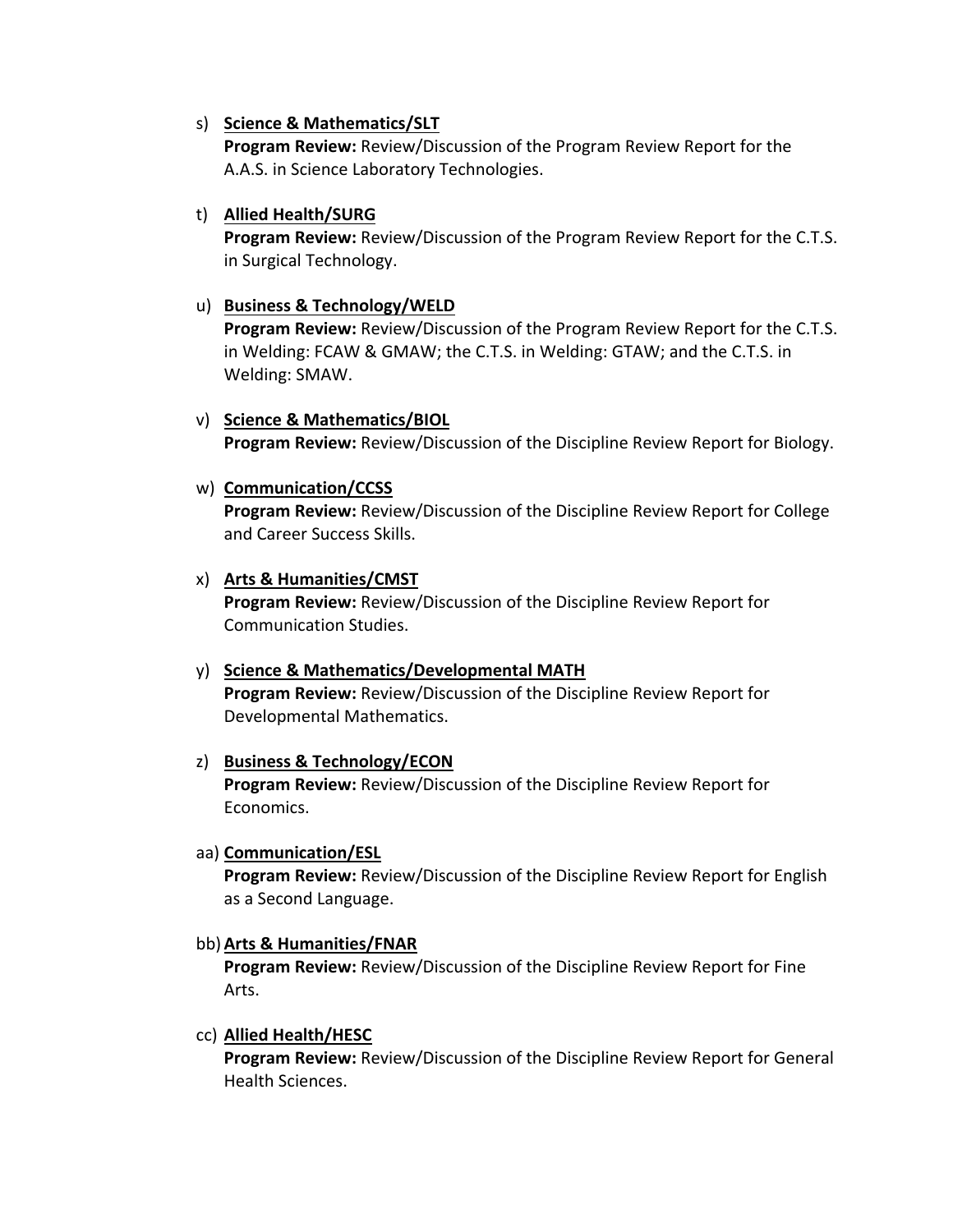s) **<u>Science & Mathematics/SLT</u>**
   **Program Review:** Review/Discussion of the Program Review Report for the A.A.S. in Science Laboratory Technologies.

t) **<u>Allied Health/SURG</u>**
   **Program Review:** Review/Discussion of the Program Review Report for the C.T.S. in Surgical Technology.

u) **<u>Business & Technology/WELD</u>**
   **Program Review:** Review/Discussion of the Program Review Report for the C.T.S. in Welding: FCAW & GMAW; the C.T.S. in Welding: GTAW; and the C.T.S. in Welding: SMAW.

v) **<u>Science & Mathematics/BIOL</u>**
   **Program Review:** Review/Discussion of the Discipline Review Report for Biology.

w) **<u>Communication/CCSS</u>**
   **Program Review:** Review/Discussion of the Discipline Review Report for College and Career Success Skills.

x) **<u>Arts & Humanities/CMST</u>**
   **Program Review:** Review/Discussion of the Discipline Review Report for Communication Studies.

y) **<u>Science & Mathematics/Developmental MATH</u>**
   **Program Review:** Review/Discussion of the Discipline Review Report for Developmental Mathematics.

z) **<u>Business & Technology/ECON</u>**
   **Program Review:** Review/Discussion of the Discipline Review Report for Economics.

aa) **<u>Communication/ESL</u>**
   **Program Review:** Review/Discussion of the Discipline Review Report for English as a Second Language.

bb) **<u>Arts & Humanities/FNAR</u>**
   **Program Review:** Review/Discussion of the Discipline Review Report for Fine Arts.

cc) **<u>Allied Health/HESC</u>**
   **Program Review:** Review/Discussion of the Discipline Review Report for General Health Sciences.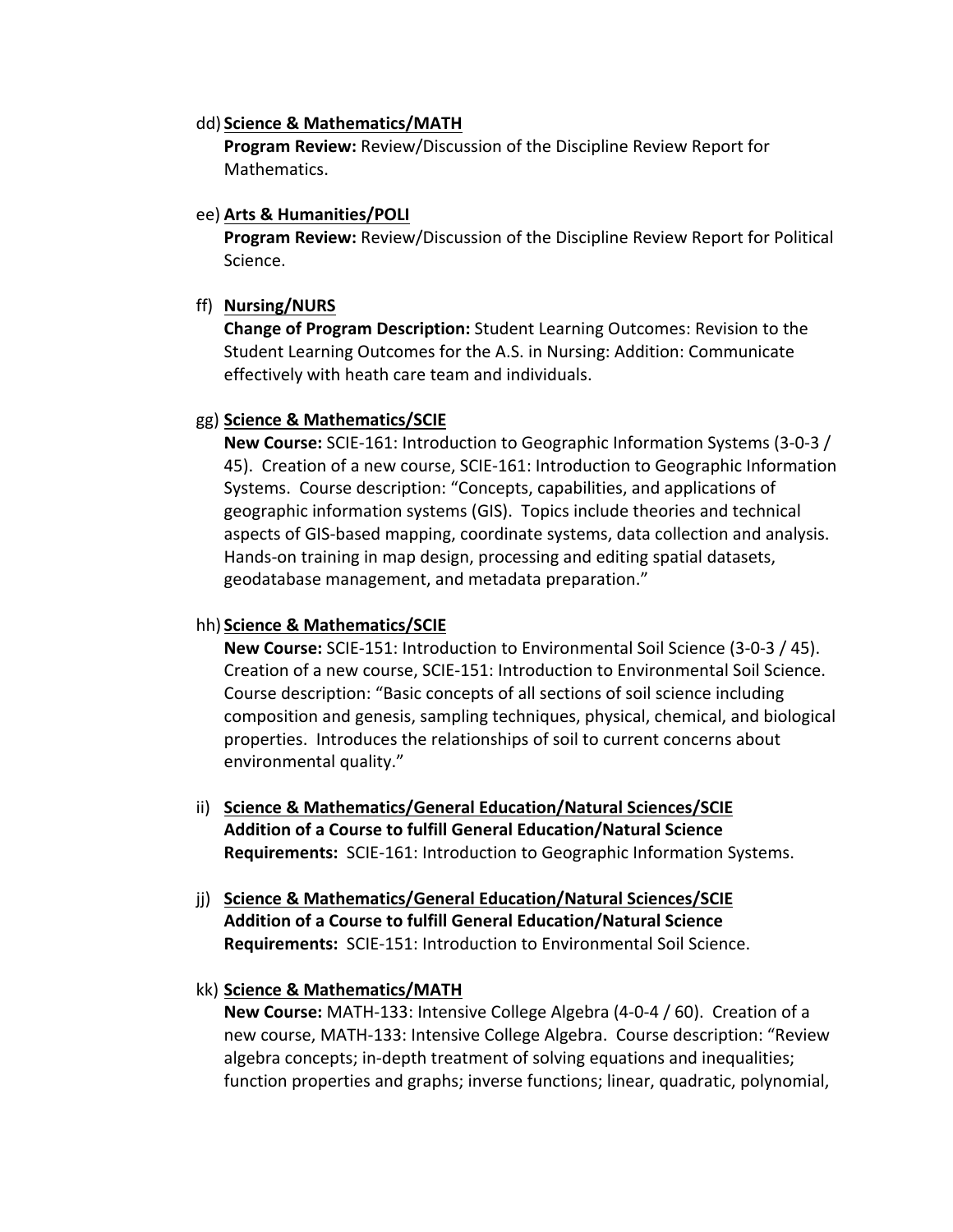dd) **<u>Science & Mathematics/MATH</u>**
**Program Review:** Review/Discussion of the Discipline Review Report for Mathematics.

ee) **<u>Arts & Humanities/POLI</u>**
**Program Review:** Review/Discussion of the Discipline Review Report for Political Science.

ff) **<u>Nursing/NURS</u>**
**Change of Program Description:** Student Learning Outcomes: Revision to the Student Learning Outcomes for the A.S. in Nursing: Addition: Communicate effectively with heath care team and individuals.

gg) **<u>Science & Mathematics/SCIE</u>**
**New Course:** SCIE-161: Introduction to Geographic Information Systems (3-0-3 / 45). Creation of a new course, SCIE-161: Introduction to Geographic Information Systems. Course description: "Concepts, capabilities, and applications of geographic information systems (GIS). Topics include theories and technical aspects of GIS-based mapping, coordinate systems, data collection and analysis. Hands-on training in map design, processing and editing spatial datasets, geodatabase management, and metadata preparation."

hh) **<u>Science & Mathematics/SCIE</u>**
**New Course:** SCIE-151: Introduction to Environmental Soil Science (3-0-3 / 45). Creation of a new course, SCIE-151: Introduction to Environmental Soil Science. Course description: "Basic concepts of all sections of soil science including composition and genesis, sampling techniques, physical, chemical, and biological properties. Introduces the relationships of soil to current concerns about environmental quality."

ii) **<u>Science & Mathematics/General Education/Natural Sciences/SCIE</u>**
**Addition of a Course to fulfill General Education/Natural Science Requirements:** SCIE-161: Introduction to Geographic Information Systems.

jj) **<u>Science & Mathematics/General Education/Natural Sciences/SCIE</u>**
**Addition of a Course to fulfill General Education/Natural Science Requirements:** SCIE-151: Introduction to Environmental Soil Science.

kk) **<u>Science & Mathematics/MATH</u>**
**New Course:** MATH-133: Intensive College Algebra (4-0-4 / 60). Creation of a new course, MATH-133: Intensive College Algebra. Course description: "Review algebra concepts; in-depth treatment of solving equations and inequalities; function properties and graphs; inverse functions; linear, quadratic, polynomial,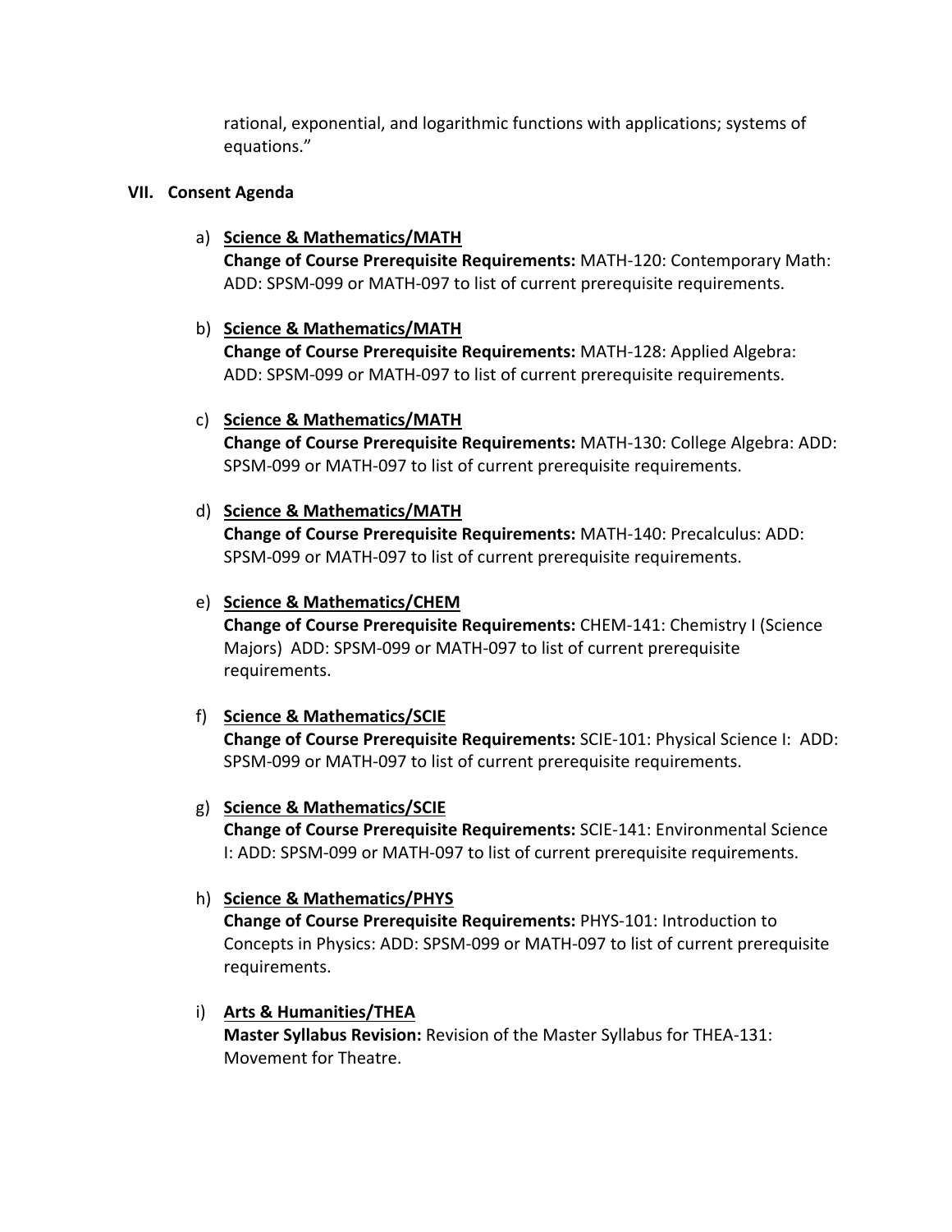rational, exponential, and logarithmic functions with applications; systems of equations."

## VII. Consent Agenda

a) **Science & Mathematics/MATH**
**Change of Course Prerequisite Requirements:** MATH-120: Contemporary Math: ADD: SPSM-099 or MATH-097 to list of current prerequisite requirements.

b) **Science & Mathematics/MATH**
**Change of Course Prerequisite Requirements:** MATH-128: Applied Algebra: ADD: SPSM-099 or MATH-097 to list of current prerequisite requirements.

c) **Science & Mathematics/MATH**
**Change of Course Prerequisite Requirements:** MATH-130: College Algebra: ADD: SPSM-099 or MATH-097 to list of current prerequisite requirements.

d) **Science & Mathematics/MATH**
**Change of Course Prerequisite Requirements:** MATH-140: Precalculus: ADD: SPSM-099 or MATH-097 to list of current prerequisite requirements.

e) **Science & Mathematics/CHEM**
**Change of Course Prerequisite Requirements:** CHEM-141: Chemistry I (Science Majors) ADD: SPSM-099 or MATH-097 to list of current prerequisite requirements.

f) **Science & Mathematics/SCIE**
**Change of Course Prerequisite Requirements:** SCIE-101: Physical Science I: ADD: SPSM-099 or MATH-097 to list of current prerequisite requirements.

g) **Science & Mathematics/SCIE**
**Change of Course Prerequisite Requirements:** SCIE-141: Environmental Science I: ADD: SPSM-099 or MATH-097 to list of current prerequisite requirements.

h) **Science & Mathematics/PHYS**
**Change of Course Prerequisite Requirements:** PHYS-101: Introduction to Concepts in Physics: ADD: SPSM-099 or MATH-097 to list of current prerequisite requirements.

i) **Arts & Humanities/THEA**
**Master Syllabus Revision:** Revision of the Master Syllabus for THEA-131: Movement for Theatre.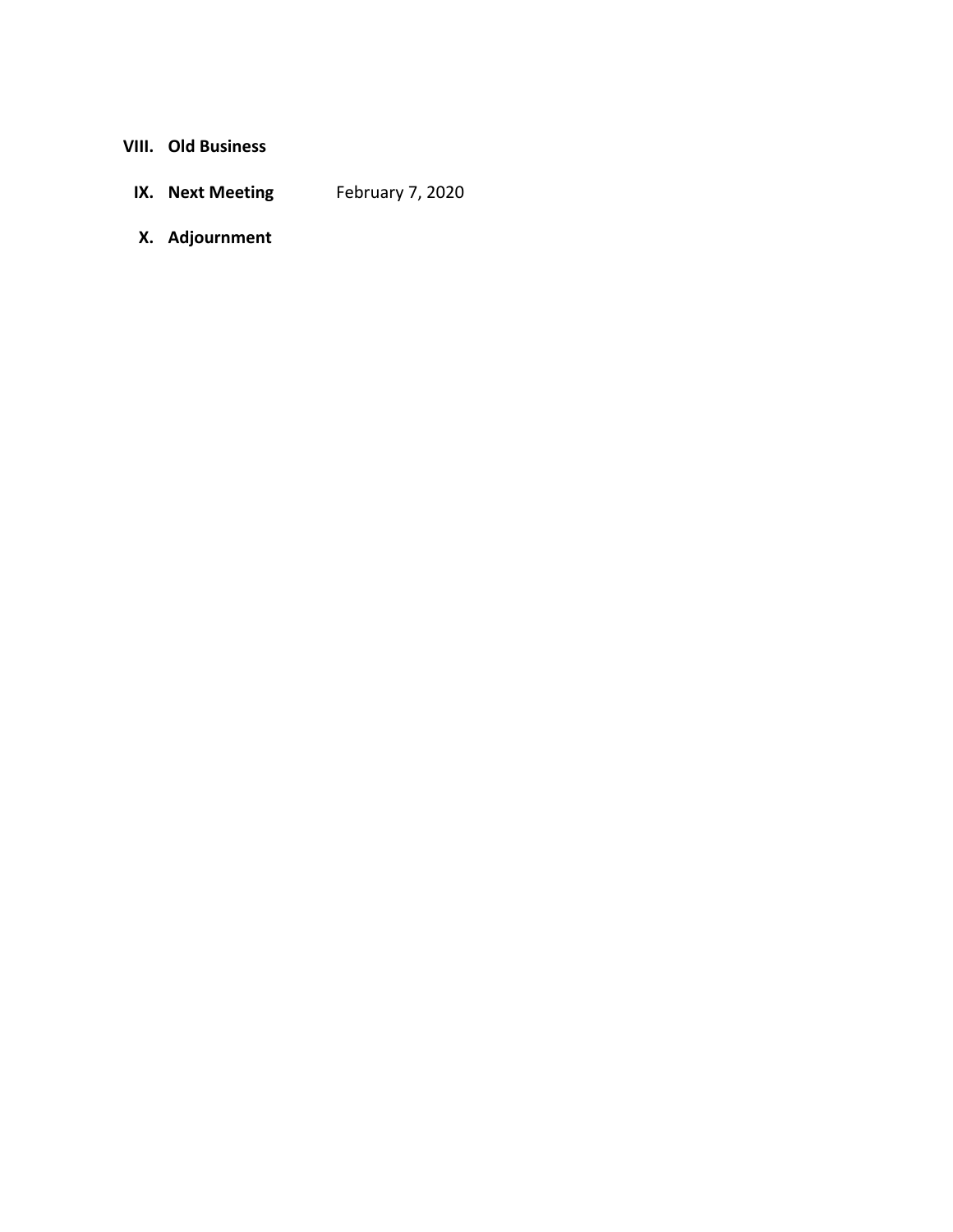VIII. **Old Business**

IX. **Next Meeting** February 7, 2020

X. **Adjournment**